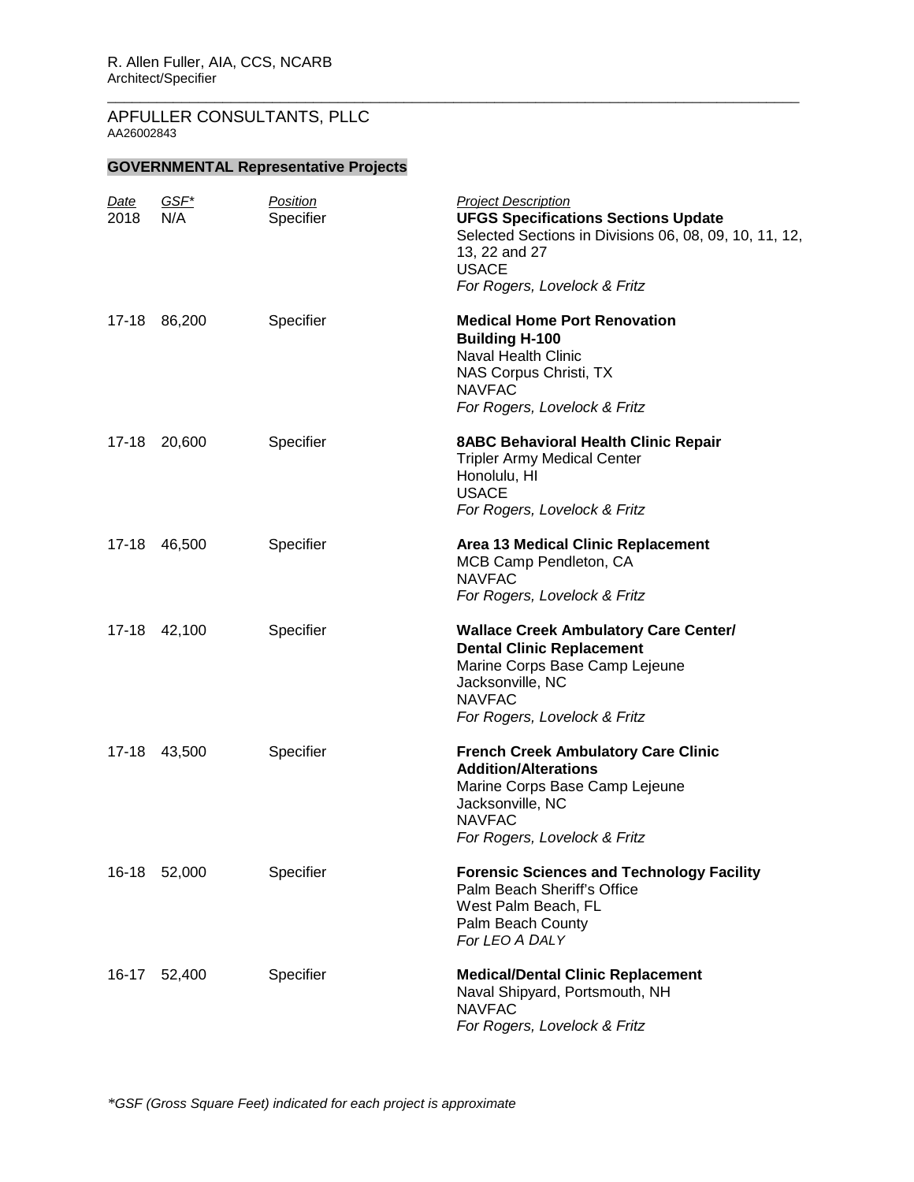R. Allen Fuller, AIA, CCS, NCARB
Architect/Specifier

---

APFULLER CONSULTANTS, PLLC
AA26002843

**GOVERNMENTAL Representative Projects**

| *Date* | *GSF** | *Position* | *Project Description* |
|---|---|---|---|
| 2018 | N/A | Specifier | **UFGS Specifications Sections Update**<br>Selected Sections in Divisions 06, 08, 09, 10, 11, 12, 13, 22 and 27<br>USACE<br>*For Rogers, Lovelock & Fritz* |
| 17-18 | 86,200 | Specifier | **Medical Home Port Renovation**<br>**Building H-100**<br>Naval Health Clinic<br>NAS Corpus Christi, TX<br>NAVFAC<br>*For Rogers, Lovelock & Fritz* |
| 17-18 | 20,600 | Specifier | **8ABC Behavioral Health Clinic Repair**<br>Tripler Army Medical Center<br>Honolulu, HI<br>USACE<br>*For Rogers, Lovelock & Fritz* |
| 17-18 | 46,500 | Specifier | **Area 13 Medical Clinic Replacement**<br>MCB Camp Pendleton, CA<br>NAVFAC<br>*For Rogers, Lovelock & Fritz* |
| 17-18 | 42,100 | Specifier | **Wallace Creek Ambulatory Care Center/**<br>**Dental Clinic Replacement**<br>Marine Corps Base Camp Lejeune<br>Jacksonville, NC<br>NAVFAC<br>*For Rogers, Lovelock & Fritz* |
| 17-18 | 43,500 | Specifier | **French Creek Ambulatory Care Clinic**<br>**Addition/Alterations**<br>Marine Corps Base Camp Lejeune<br>Jacksonville, NC<br>NAVFAC<br>*For Rogers, Lovelock & Fritz* |
| 16-18 | 52,000 | Specifier | **Forensic Sciences and Technology Facility**<br>Palm Beach Sheriff's Office<br>West Palm Beach, FL<br>Palm Beach County<br>*For LEO A DALY* |
| 16-17 | 52,400 | Specifier | **Medical/Dental Clinic Replacement**<br>Naval Shipyard, Portsmouth, NH<br>NAVFAC<br>*For Rogers, Lovelock & Fritz* |

**GSF (Gross Square Feet) indicated for each project is approximate*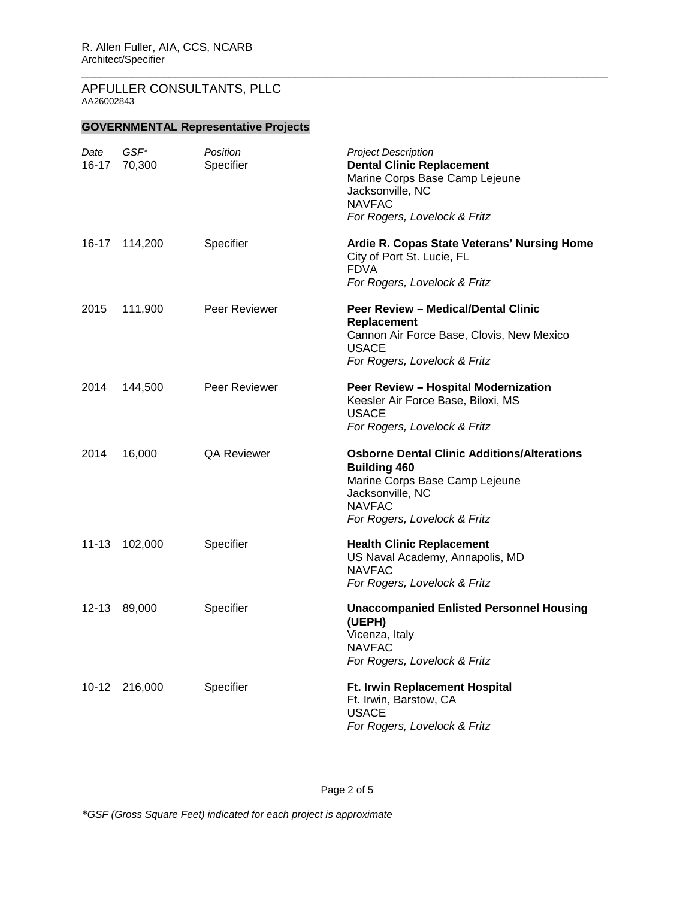R. Allen Fuller, AIA, CCS, NCARB
Architect/Specifier

APFULLER CONSULTANTS, PLLC
AA26002843

## GOVERNMENTAL Representative Projects

| *Date* | *GSF** | *Position* | *Project Description* |
|---|---|---|---|
| 16-17 | 70,300 | Specifier | **Dental Clinic Replacement**<br>Marine Corps Base Camp Lejeune<br>Jacksonville, NC<br>NAVFAC<br>*For Rogers, Lovelock & Fritz* |
| 16-17 | 114,200 | Specifier | **Ardie R. Copas State Veterans' Nursing Home**<br>City of Port St. Lucie, FL<br>FDVA<br>*For Rogers, Lovelock & Fritz* |
| 2015 | 111,900 | Peer Reviewer | **Peer Review – Medical/Dental Clinic Replacement**<br>Cannon Air Force Base, Clovis, New Mexico<br>USACE<br>*For Rogers, Lovelock & Fritz* |
| 2014 | 144,500 | Peer Reviewer | **Peer Review – Hospital Modernization**<br>Keesler Air Force Base, Biloxi, MS<br>USACE<br>*For Rogers, Lovelock & Fritz* |
| 2014 | 16,000 | QA Reviewer | **Osborne Dental Clinic Additions/Alterations Building 460**<br>Marine Corps Base Camp Lejeune<br>Jacksonville, NC<br>NAVFAC<br>*For Rogers, Lovelock & Fritz* |
| 11-13 | 102,000 | Specifier | **Health Clinic Replacement**<br>US Naval Academy, Annapolis, MD<br>NAVFAC<br>*For Rogers, Lovelock & Fritz* |
| 12-13 | 89,000 | Specifier | **Unaccompanied Enlisted Personnel Housing (UEPH)**<br>Vicenza, Italy<br>NAVFAC<br>*For Rogers, Lovelock & Fritz* |
| 10-12 | 216,000 | Specifier | **Ft. Irwin Replacement Hospital**<br>Ft. Irwin, Barstow, CA<br>USACE<br>*For Rogers, Lovelock & Fritz* |

*\*GSF (Gross Square Feet) indicated for each project is approximate*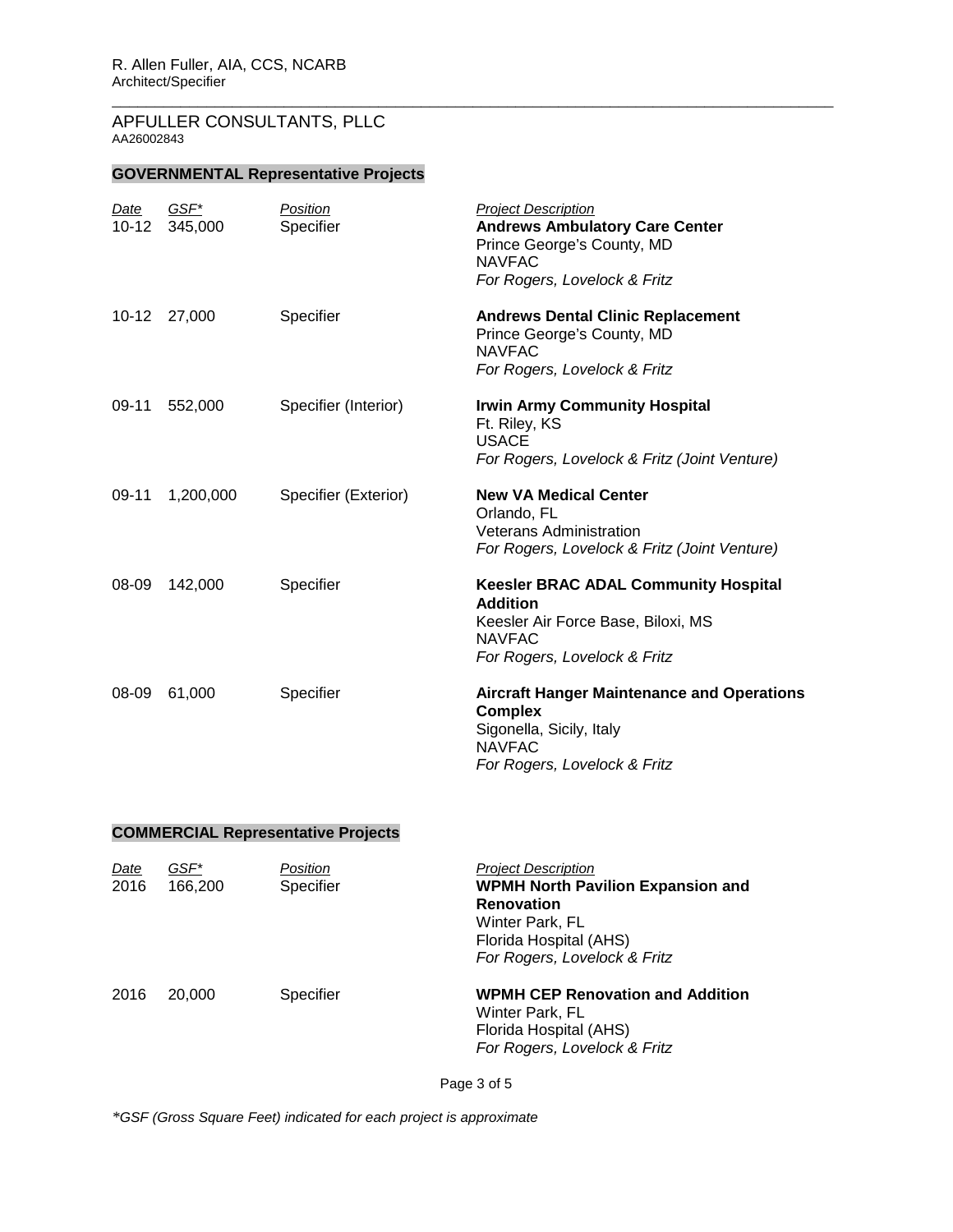R. Allen Fuller, AIA, CCS, NCARB
Architect/Specifier

---

APFULLER CONSULTANTS, PLLC
AA26002843

## GOVERNMENTAL Representative Projects

| *Date* | *GSF** | *Position* | *Project Description* |
|---|---|---|---|
| 10-12 | 345,000 | Specifier | **Andrews Ambulatory Care Center**<br>Prince George's County, MD<br>NAVFAC<br>*For Rogers, Lovelock & Fritz* |
| 10-12 | 27,000 | Specifier | **Andrews Dental Clinic Replacement**<br>Prince George's County, MD<br>NAVFAC<br>*For Rogers, Lovelock & Fritz* |
| 09-11 | 552,000 | Specifier (Interior) | **Irwin Army Community Hospital**<br>Ft. Riley, KS<br>USACE<br>*For Rogers, Lovelock & Fritz (Joint Venture)* |
| 09-11 | 1,200,000 | Specifier (Exterior) | **New VA Medical Center**<br>Orlando, FL<br>Veterans Administration<br>*For Rogers, Lovelock & Fritz (Joint Venture)* |
| 08-09 | 142,000 | Specifier | **Keesler BRAC ADAL Community Hospital Addition**<br>Keesler Air Force Base, Biloxi, MS<br>NAVFAC<br>*For Rogers, Lovelock & Fritz* |
| 08-09 | 61,000 | Specifier | **Aircraft Hanger Maintenance and Operations Complex**<br>Sigonella, Sicily, Italy<br>NAVFAC<br>*For Rogers, Lovelock & Fritz* |

## COMMERCIAL Representative Projects

| *Date* | *GSF** | *Position* | *Project Description* |
|---|---|---|---|
| 2016 | 166,200 | Specifier | **WPMH North Pavilion Expansion and Renovation**<br>Winter Park, FL<br>Florida Hospital (AHS)<br>*For Rogers, Lovelock & Fritz* |
| 2016 | 20,000 | Specifier | **WPMH CEP Renovation and Addition**<br>Winter Park, FL<br>Florida Hospital (AHS)<br>*For Rogers, Lovelock & Fritz* |

*\*GSF (Gross Square Feet) indicated for each project is approximate*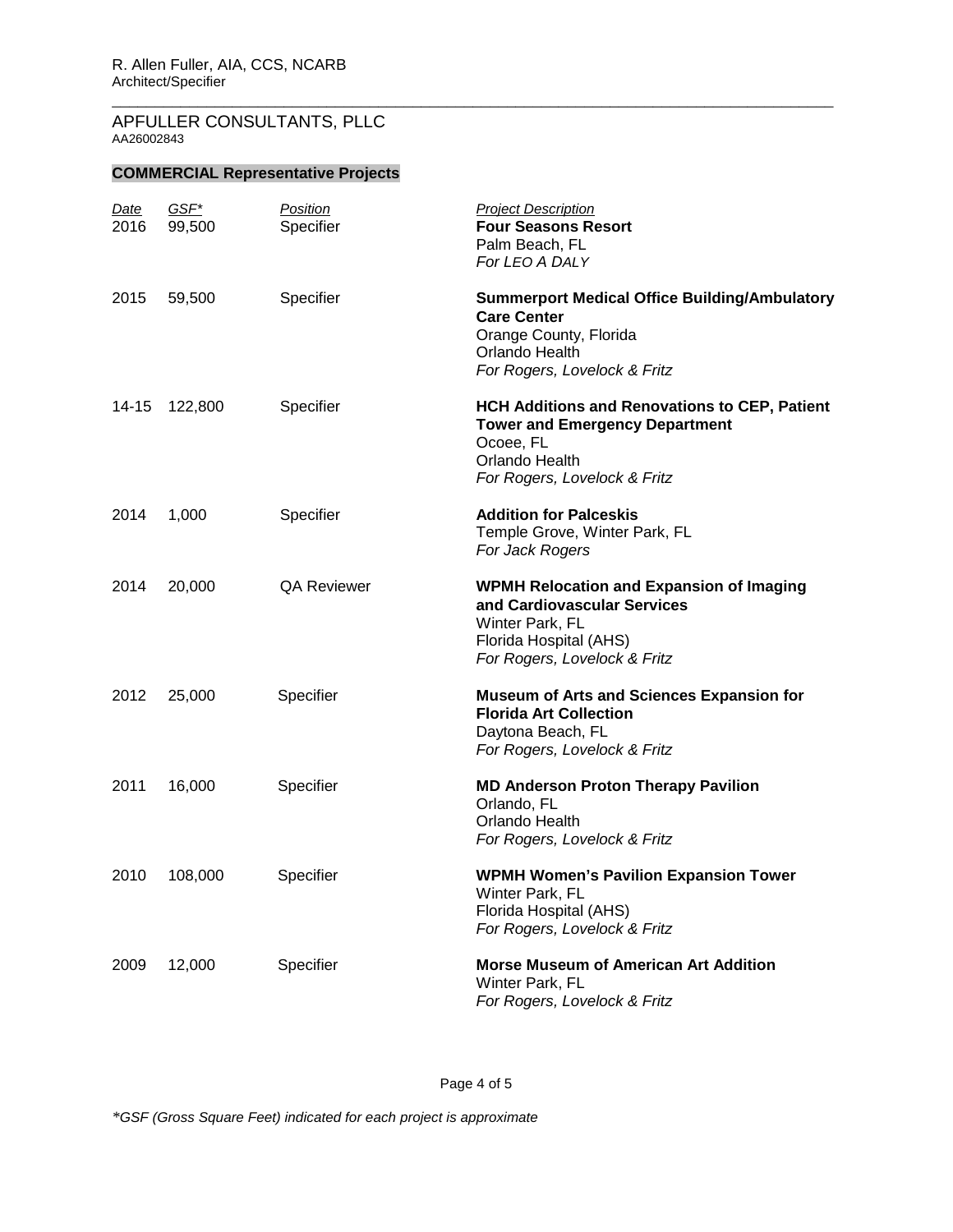R. Allen Fuller, AIA, CCS, NCARB
Architect/Specifier

APFULLER CONSULTANTS, PLLC
AA26002843

## COMMERCIAL Representative Projects

| *Date* | *GSF** | *Position* | *Project Description* |
|---|---|---|---|
| 2016 | 99,500 | Specifier | **Four Seasons Resort**<br>Palm Beach, FL<br>*For LEO A DALY* |
| 2015 | 59,500 | Specifier | **Summerport Medical Office Building/Ambulatory Care Center**<br>Orange County, Florida<br>Orlando Health<br>*For Rogers, Lovelock & Fritz* |
| 14-15 | 122,800 | Specifier | **HCH Additions and Renovations to CEP, Patient Tower and Emergency Department**<br>Ocoee, FL<br>Orlando Health<br>*For Rogers, Lovelock & Fritz* |
| 2014 | 1,000 | Specifier | **Addition for Palceskis**<br>Temple Grove, Winter Park, FL<br>*For Jack Rogers* |
| 2014 | 20,000 | QA Reviewer | **WPMH Relocation and Expansion of Imaging and Cardiovascular Services**<br>Winter Park, FL<br>Florida Hospital (AHS)<br>*For Rogers, Lovelock & Fritz* |
| 2012 | 25,000 | Specifier | **Museum of Arts and Sciences Expansion for Florida Art Collection**<br>Daytona Beach, FL<br>*For Rogers, Lovelock & Fritz* |
| 2011 | 16,000 | Specifier | **MD Anderson Proton Therapy Pavilion**<br>Orlando, FL<br>Orlando Health<br>*For Rogers, Lovelock & Fritz* |
| 2010 | 108,000 | Specifier | **WPMH Women's Pavilion Expansion Tower**<br>Winter Park, FL<br>Florida Hospital (AHS)<br>*For Rogers, Lovelock & Fritz* |
| 2009 | 12,000 | Specifier | **Morse Museum of American Art Addition**<br>Winter Park, FL<br>*For Rogers, Lovelock & Fritz* |

**GSF (Gross Square Feet) indicated for each project is approximate*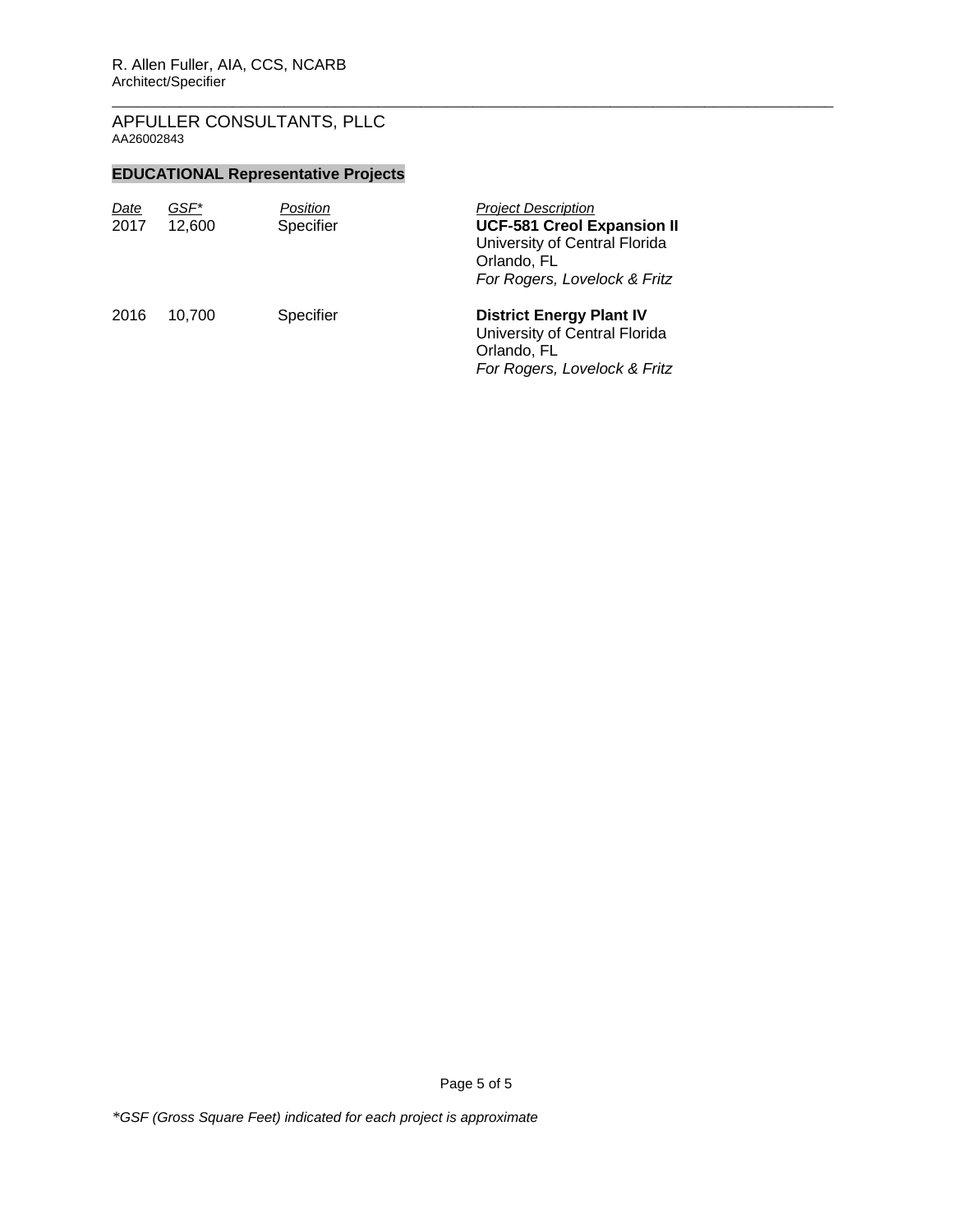R. Allen Fuller, AIA, CCS, NCARB
Architect/Specifier

APFULLER CONSULTANTS, PLLC
AA26002843

## EDUCATIONAL Representative Projects

| *Date* | *GSF** | *Position* | *Project Description* |
|---|---|---|---|
| 2017 | 12,600 | Specifier | **UCF-581 Creol Expansion II**<br>University of Central Florida<br>Orlando, FL<br>*For Rogers, Lovelock & Fritz* |
| 2016 | 10,700 | Specifier | **District Energy Plant IV**<br>University of Central Florida<br>Orlando, FL<br>*For Rogers, Lovelock & Fritz* |

**GSF (Gross Square Feet) indicated for each project is approximate*